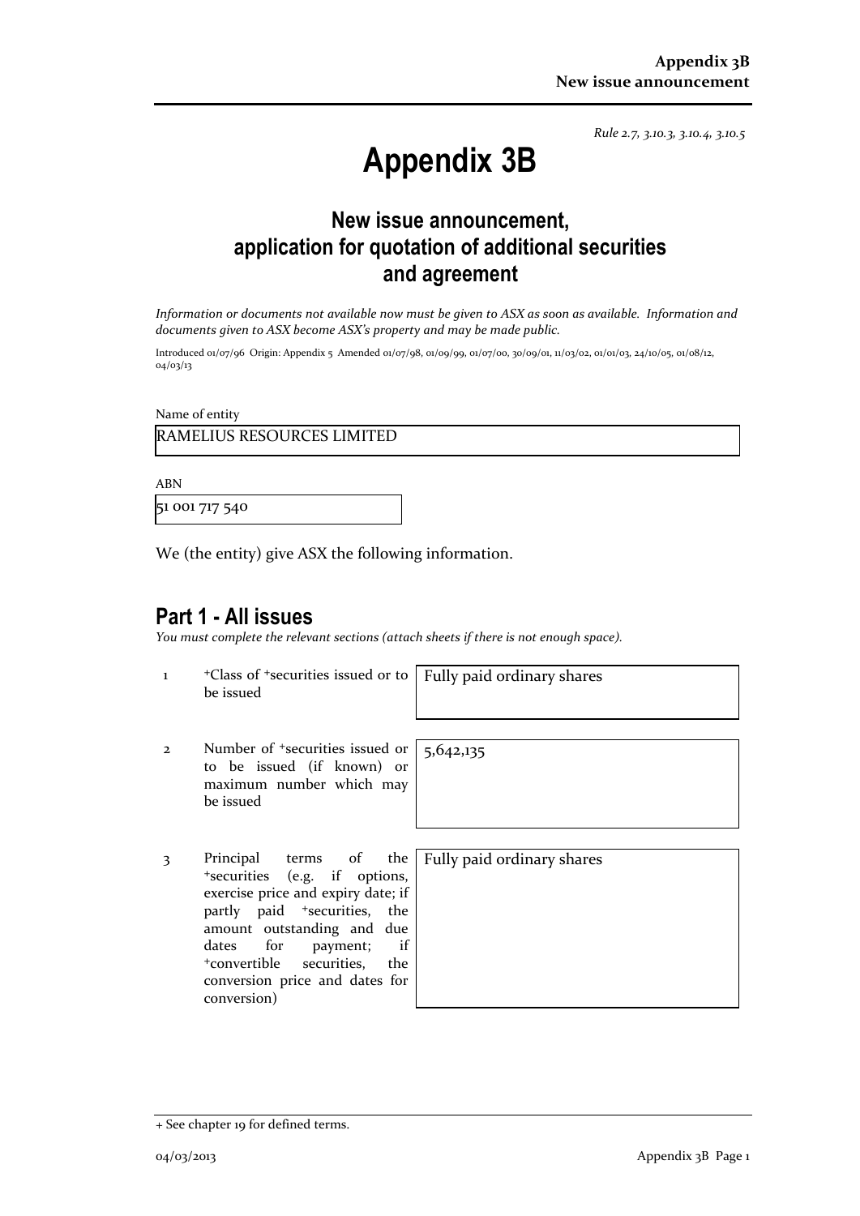*Rule 2.7, 3.10.3, 3.10.4, 3.10.5*

# Appendix 3B

## New issue announcement, application for quotation of additional securities and agreement

*Information or documents not available now must be given to ASX as soon as available. Information and documents given to ASX become ASX's property and may be made public.*

Introduced 01/07/96 Origin: Appendix 5 Amended 01/07/98, 01/09/99, 01/07/00, 30/09/01, 11/03/02, 01/01/03, 24/10/05, 01/08/12, 04/03/13

Name of entity

RAMELIUS RESOURCES LIMITED

ABN

51 001 717 540

We (the entity) give ASX the following information.

## Part 1 - All issues

*You must complete the relevant sections (attach sheets if there is not enough space).*

| | | |
|---|---|---|
| 1 | +Class of +securities issued or to be issued | Fully paid ordinary shares |
| 2 | Number of +securities issued or to be issued (if known) or maximum number which may be issued | 5,642,135 |
| 3 | Principal terms of the +securities (e.g. if options, exercise price and expiry date; if partly paid +securities, the amount outstanding and due dates for payment; if +convertible securities, the conversion price and dates for conversion) | Fully paid ordinary shares |

+ See chapter 19 for defined terms.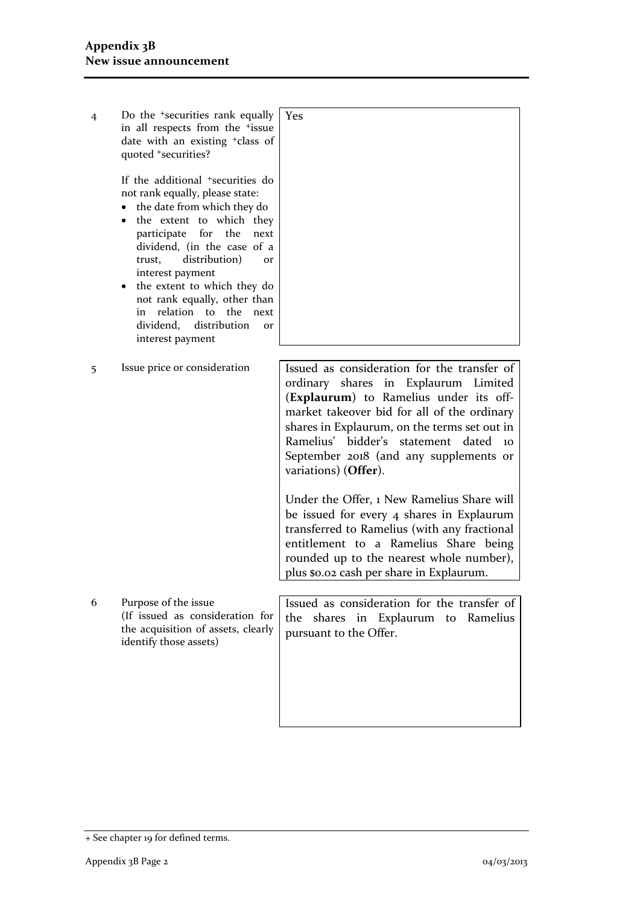| | | |
|---|---|---|
| 4 | Do the +securities rank equally in all respects from the +issue date with an existing +class of quoted +securities?<br><br>If the additional +securities do not rank equally, please state:<br>• the date from which they do<br>• the extent to which they participate for the next dividend, (in the case of a trust, distribution) or interest payment<br>• the extent to which they do not rank equally, other than in relation to the next dividend, distribution or interest payment | Yes |
| 5 | Issue price or consideration | Issued as consideration for the transfer of ordinary shares in Explaurum Limited (**Explaurum**) to Ramelius under its off-market takeover bid for all of the ordinary shares in Explaurum, on the terms set out in Ramelius' bidder's statement dated 10 September 2018 (and any supplements or variations) (**Offer**).<br><br>Under the Offer, 1 New Ramelius Share will be issued for every 4 shares in Explaurum transferred to Ramelius (with any fractional entitlement to a Ramelius Share being rounded up to the nearest whole number), plus $0.02 cash per share in Explaurum. |
| 6 | Purpose of the issue<br>(If issued as consideration for the acquisition of assets, clearly identify those assets) | Issued as consideration for the transfer of the shares in Explaurum to Ramelius pursuant to the Offer. |

+ See chapter 19 for defined terms.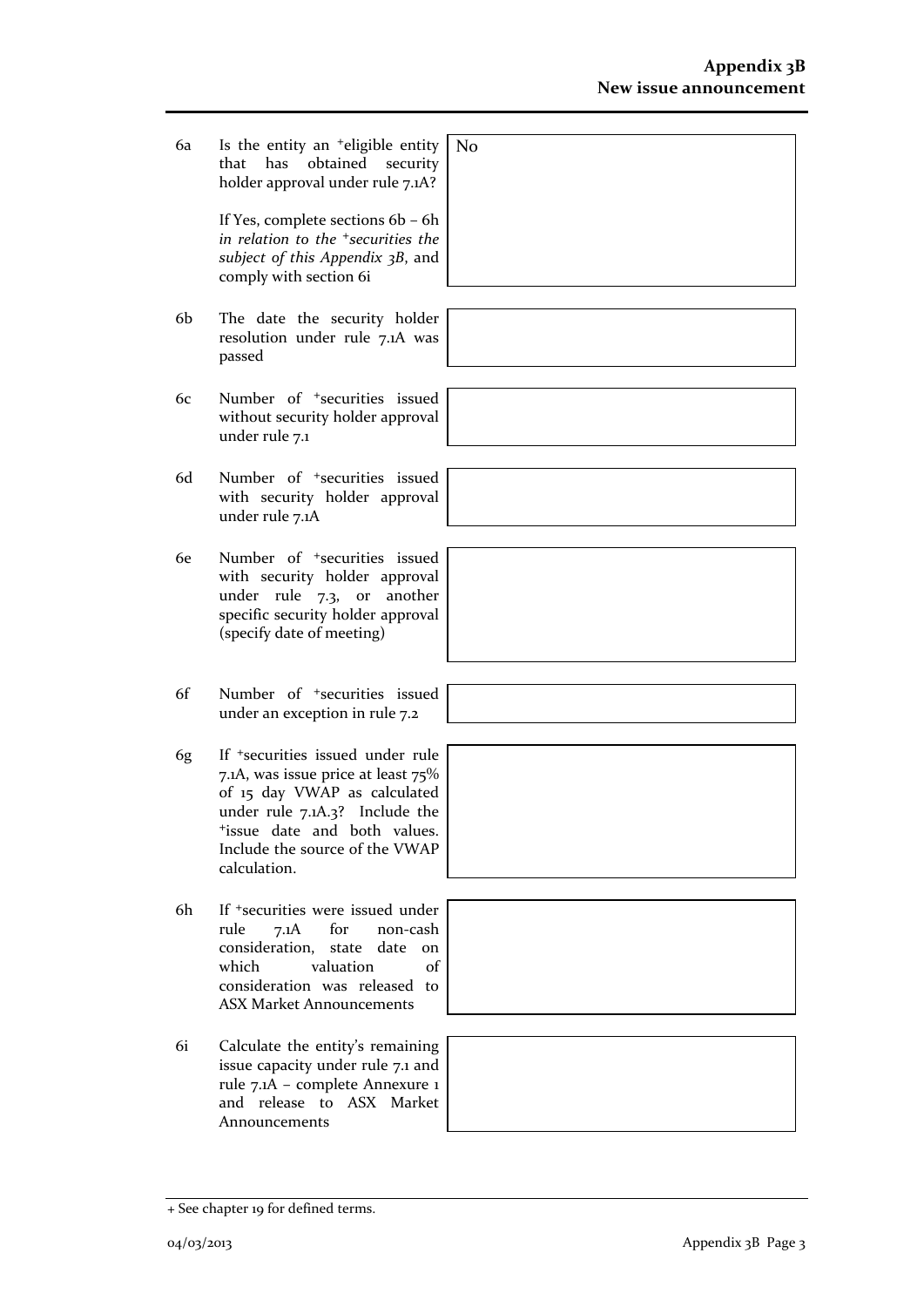| | | |
|---|---|---|
| 6a | Is the entity an +eligible entity that has obtained security holder approval under rule 7.1A?<br><br>If Yes, complete sections 6b – 6h *in relation to the +securities the subject of this Appendix 3B*, and comply with section 6i | No |
| 6b | The date the security holder resolution under rule 7.1A was passed | |
| 6c | Number of +securities issued without security holder approval under rule 7.1 | |
| 6d | Number of +securities issued with security holder approval under rule 7.1A | |
| 6e | Number of +securities issued with security holder approval under rule 7.3, or another specific security holder approval (specify date of meeting) | |
| 6f | Number of +securities issued under an exception in rule 7.2 | |
| 6g | If +securities issued under rule 7.1A, was issue price at least 75% of 15 day VWAP as calculated under rule 7.1A.3? Include the +issue date and both values. Include the source of the VWAP calculation. | |
| 6h | If +securities were issued under rule 7.1A for non-cash consideration, state date on which valuation of consideration was released to ASX Market Announcements | |
| 6i | Calculate the entity's remaining issue capacity under rule 7.1 and rule 7.1A – complete Annexure 1 and release to ASX Market Announcements | |

+ See chapter 19 for defined terms.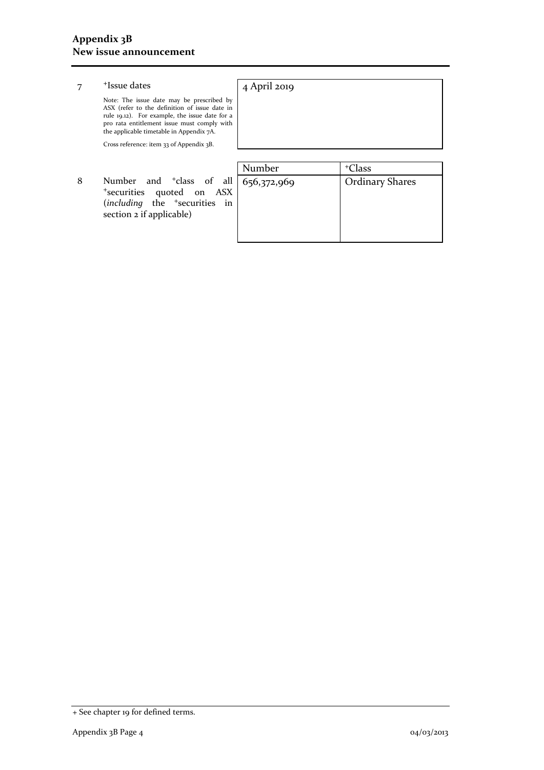| | | | |
|---|---|---|---|
| 7 | +Issue dates<br><br>Note: The issue date may be prescribed by ASX (refer to the definition of issue date in rule 19.12). For example, the issue date for a pro rata entitlement issue must comply with the applicable timetable in Appendix 7A.<br><br>Cross reference: item 33 of Appendix 3B. | 4 April 2019 | |
| | | **Number** | **+Class** |
| 8 | Number and +class of all +securities quoted on ASX (*including* the +securities in section 2 if applicable) | 656,372,969 | Ordinary Shares |

+ See chapter 19 for defined terms.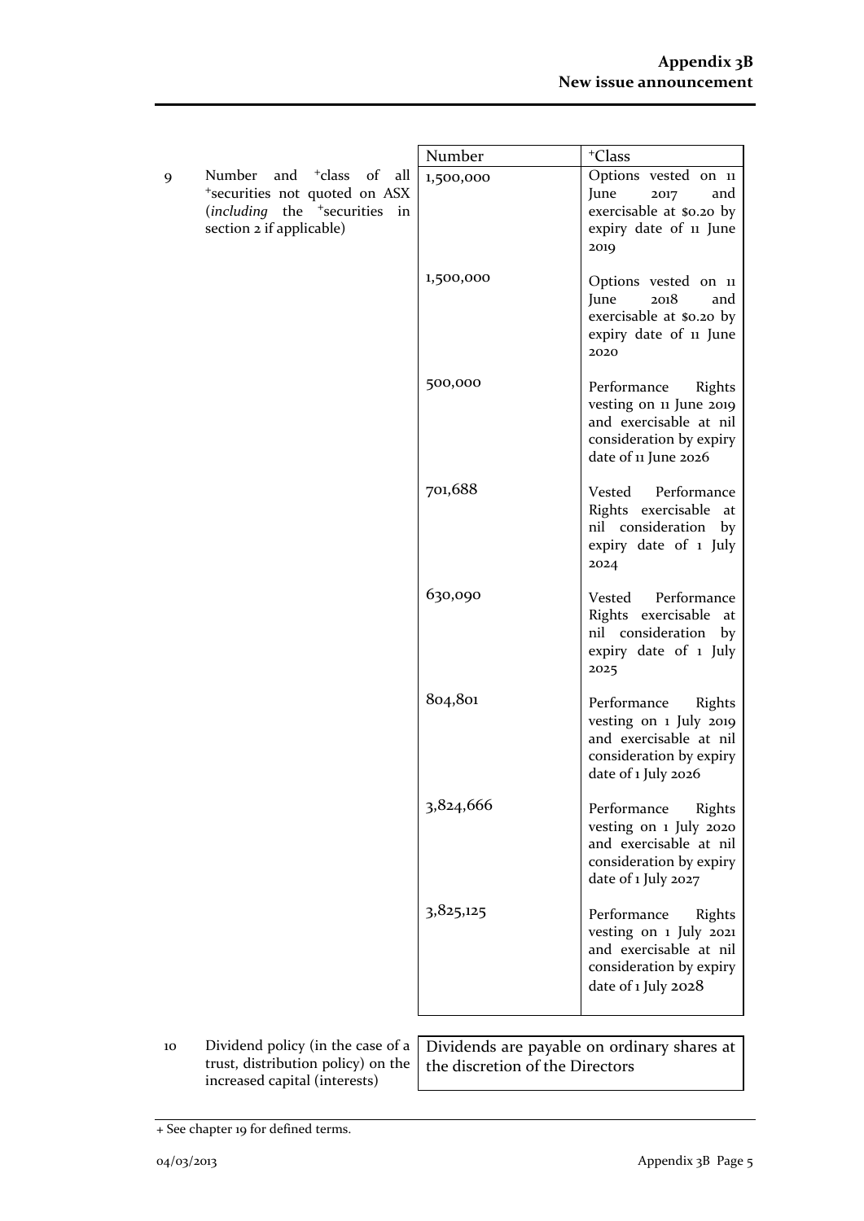| | | Number | +Class |
|---|---|---|---|
| 9 | Number and +class of all +securities not quoted on ASX (*including* the +securities in section 2 if applicable) | 1,500,000 | Options vested on 11 June 2017 and exercisable at $0.20 by expiry date of 11 June 2019 |
| | | 1,500,000 | Options vested on 11 June 2018 and exercisable at $0.20 by expiry date of 11 June 2020 |
| | | 500,000 | Performance Rights vesting on 11 June 2019 and exercisable at nil consideration by expiry date of 11 June 2026 |
| | | 701,688 | Vested Performance Rights exercisable at nil consideration by expiry date of 1 July 2024 |
| | | 630,090 | Vested Performance Rights exercisable at nil consideration by expiry date of 1 July 2025 |
| | | 804,801 | Performance Rights vesting on 1 July 2019 and exercisable at nil consideration by expiry date of 1 July 2026 |
| | | 3,824,666 | Performance Rights vesting on 1 July 2020 and exercisable at nil consideration by expiry date of 1 July 2027 |
| | | 3,825,125 | Performance Rights vesting on 1 July 2021 and exercisable at nil consideration by expiry date of 1 July 2028 |

| | | |
|---|---|---|
| 10 | Dividend policy (in the case of a trust, distribution policy) on the increased capital (interests) | Dividends are payable on ordinary shares at the discretion of the Directors |

+ See chapter 19 for defined terms.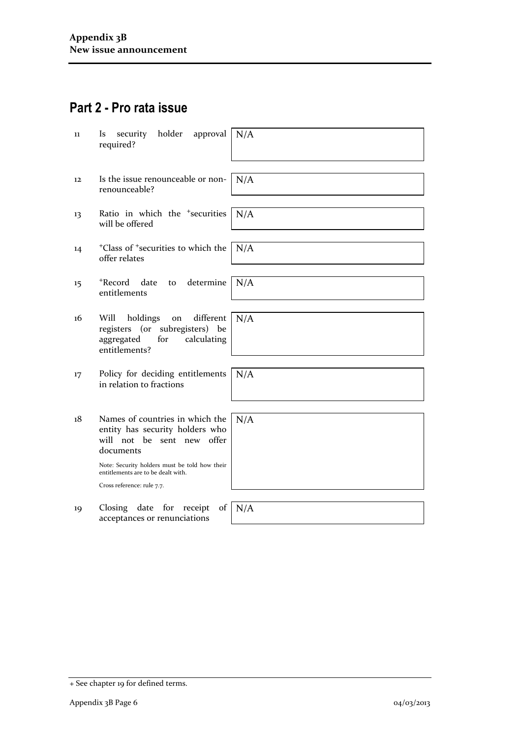## Part 2 - Pro rata issue

| | | |
|---|---|---|
| 11 | Is security holder approval required? | N/A |
| 12 | Is the issue renounceable or non-renounceable? | N/A |
| 13 | Ratio in which the +securities will be offered | N/A |
| 14 | +Class of +securities to which the offer relates | N/A |
| 15 | +Record date to determine entitlements | N/A |
| 16 | Will holdings on different registers (or subregisters) be aggregated for calculating entitlements? | N/A |
| 17 | Policy for deciding entitlements in relation to fractions | N/A |
| 18 | Names of countries in which the entity has security holders who will not be sent new offer documents<br><br>Note: Security holders must be told how their entitlements are to be dealt with.<br><br>Cross reference: rule 7.7. | N/A |
| 19 | Closing date for receipt of acceptances or renunciations | N/A |

+ See chapter 19 for defined terms.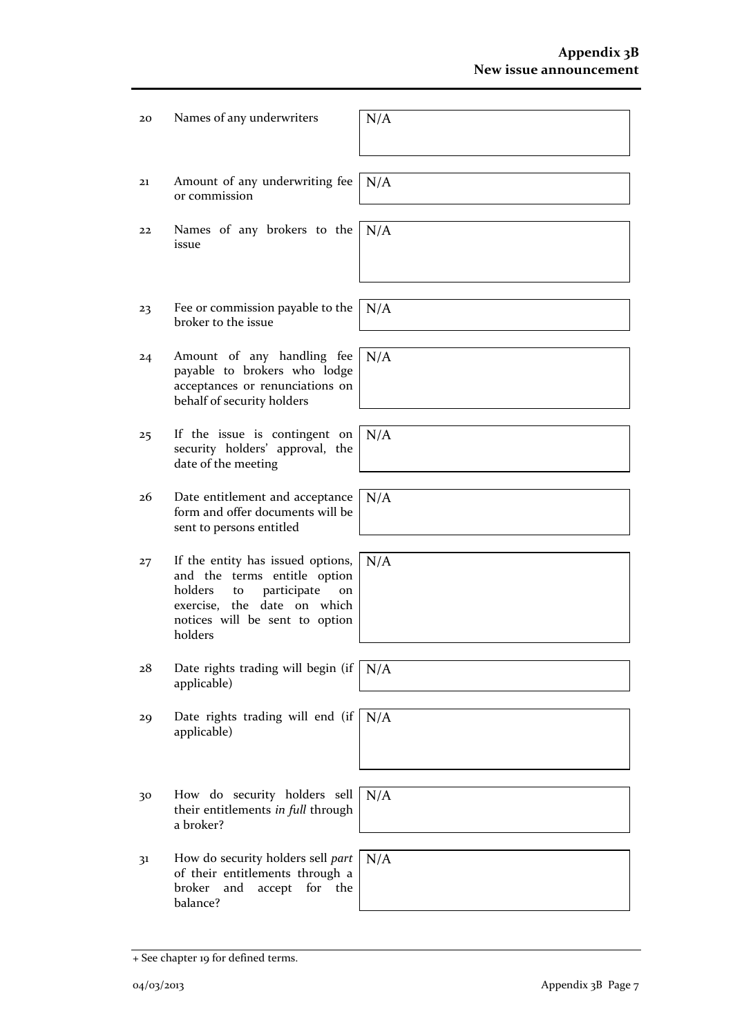| | | |
|---|---|---|
| 20 | Names of any underwriters | N/A |
| 21 | Amount of any underwriting fee or commission | N/A |
| 22 | Names of any brokers to the issue | N/A |
| 23 | Fee or commission payable to the broker to the issue | N/A |
| 24 | Amount of any handling fee payable to brokers who lodge acceptances or renunciations on behalf of security holders | N/A |
| 25 | If the issue is contingent on security holders' approval, the date of the meeting | N/A |
| 26 | Date entitlement and acceptance form and offer documents will be sent to persons entitled | N/A |
| 27 | If the entity has issued options, and the terms entitle option holders to participate on exercise, the date on which notices will be sent to option holders | N/A |
| 28 | Date rights trading will begin (if applicable) | N/A |
| 29 | Date rights trading will end (if applicable) | N/A |
| 30 | How do security holders sell their entitlements *in full* through a broker? | N/A |
| 31 | How do security holders sell *part* of their entitlements through a broker and accept for the balance? | N/A |

+ See chapter 19 for defined terms.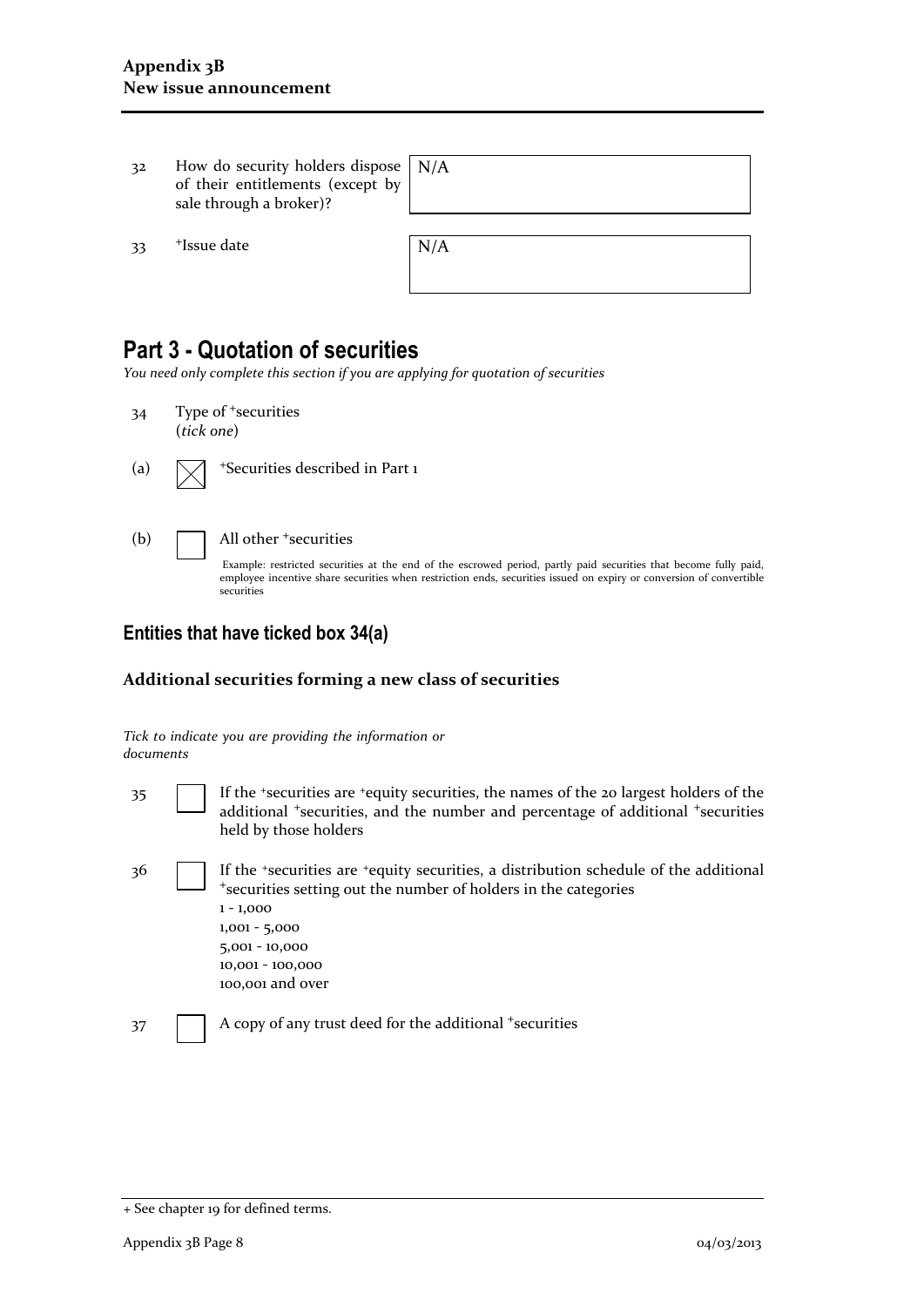| | | |
|---|---|---|
| 32 | How do security holders dispose of their entitlements (except by sale through a broker)? | N/A |
| 33 | +Issue date | N/A |

## Part 3 - Quotation of securities

*You need only complete this section if you are applying for quotation of securities*

34 Type of +securities (*tick one*)

(a) ☒ +Securities described in Part 1

(b) ☐ All other +securities

Example: restricted securities at the end of the escrowed period, partly paid securities that become fully paid, employee incentive share securities when restriction ends, securities issued on expiry or conversion of convertible securities

### Entities that have ticked box 34(a)

#### Additional securities forming a new class of securities

*Tick to indicate you are providing the information or documents*

35 ☐ If the +securities are +equity securities, the names of the 20 largest holders of the additional +securities, and the number and percentage of additional +securities held by those holders

36 ☐ If the +securities are +equity securities, a distribution schedule of the additional +securities setting out the number of holders in the categories
1 - 1,000
1,001 - 5,000
5,001 - 10,000
10,001 - 100,000
100,001 and over

37 ☐ A copy of any trust deed for the additional +securities

+ See chapter 19 for defined terms.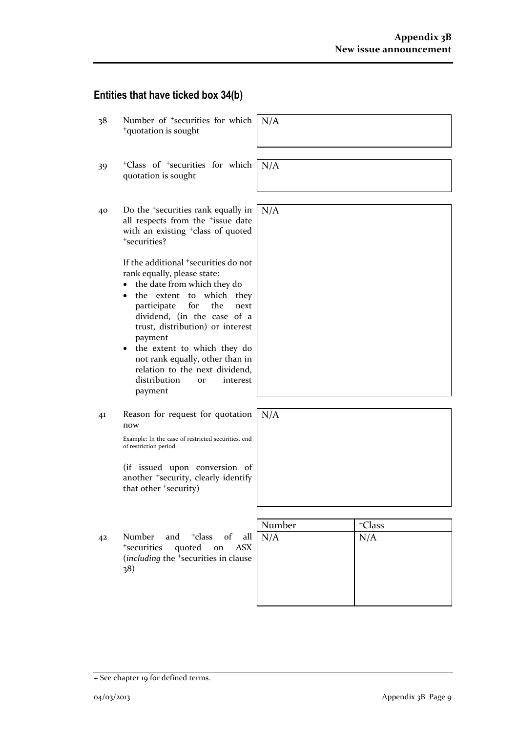## Entities that have ticked box 34(b)

| | | |
|---|---|---|
| 38 | Number of +securities for which +quotation is sought | N/A |
| 39 | +Class of +securities for which quotation is sought | N/A |
| 40 | Do the +securities rank equally in all respects from the +issue date with an existing +class of quoted +securities?<br><br>If the additional +securities do not rank equally, please state:<br>• the date from which they do<br>• the extent to which they participate for the next dividend, (in the case of a trust, distribution) or interest payment<br>• the extent to which they do not rank equally, other than in relation to the next dividend, distribution or interest payment | N/A |
| 41 | Reason for request for quotation now<br><br>Example: In the case of restricted securities, end of restriction period<br><br>(if issued upon conversion of another +security, clearly identify that other +security) | N/A |

| | | Number | +Class |
|---|---|---|---|
| 42 | Number and +class of all +securities quoted on ASX (*including* the +securities in clause 38) | N/A | N/A |

+ See chapter 19 for defined terms.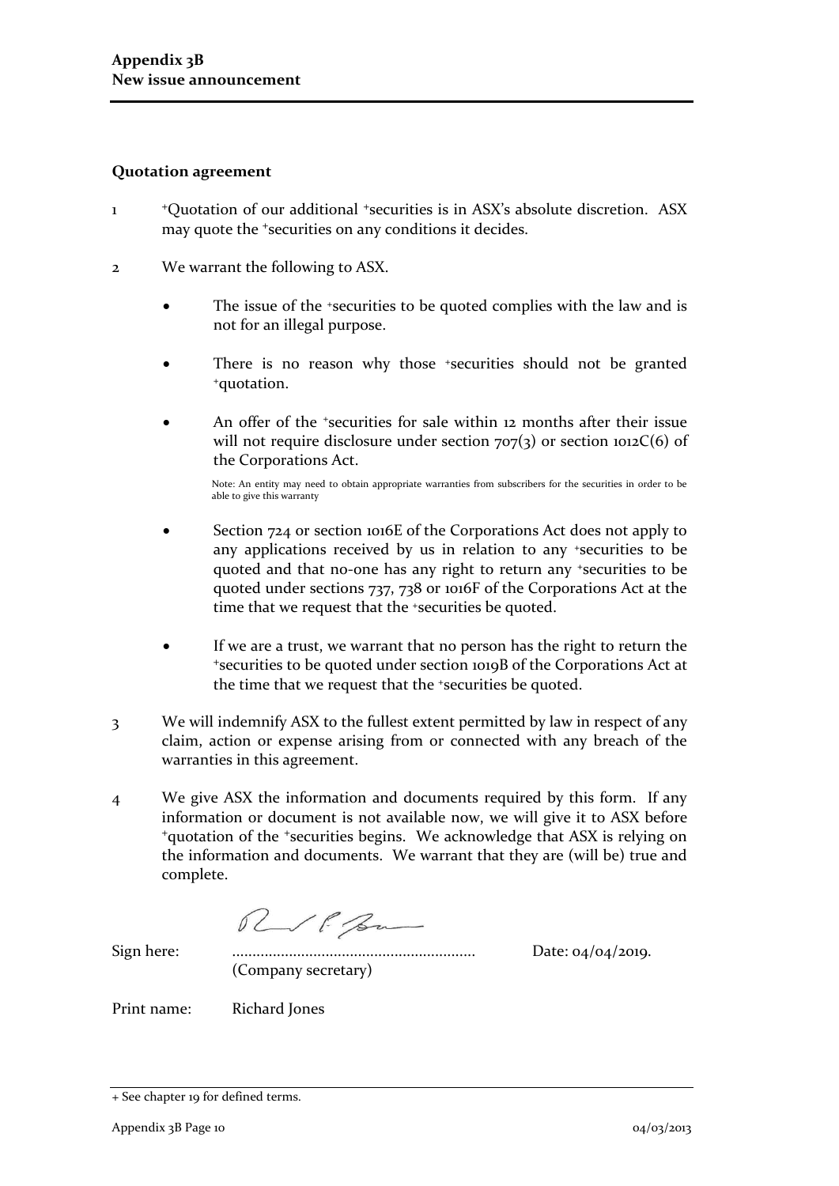**Appendix 3B**
**New issue announcement**

## Quotation agreement

1 +Quotation of our additional +securities is in ASX's absolute discretion. ASX may quote the +securities on any conditions it decides.

2 We warrant the following to ASX.

- The issue of the +securities to be quoted complies with the law and is not for an illegal purpose.

- There is no reason why those +securities should not be granted +quotation.

- An offer of the +securities for sale within 12 months after their issue will not require disclosure under section 707(3) or section 1012C(6) of the Corporations Act.

  Note: An entity may need to obtain appropriate warranties from subscribers for the securities in order to be able to give this warranty

- Section 724 or section 1016E of the Corporations Act does not apply to any applications received by us in relation to any +securities to be quoted and that no-one has any right to return any +securities to be quoted under sections 737, 738 or 1016F of the Corporations Act at the time that we request that the +securities be quoted.

- If we are a trust, we warrant that no person has the right to return the +securities to be quoted under section 1019B of the Corporations Act at the time that we request that the +securities be quoted.

3 We will indemnify ASX to the fullest extent permitted by law in respect of any claim, action or expense arising from or connected with any breach of the warranties in this agreement.

4 We give ASX the information and documents required by this form. If any information or document is not available now, we will give it to ASX before +quotation of the +securities begins. We acknowledge that ASX is relying on the information and documents. We warrant that they are (will be) true and complete.

Sign here: ............................................................ Date: 04/04/2019.
(Company secretary)

Print name: Richard Jones

+ See chapter 19 for defined terms.